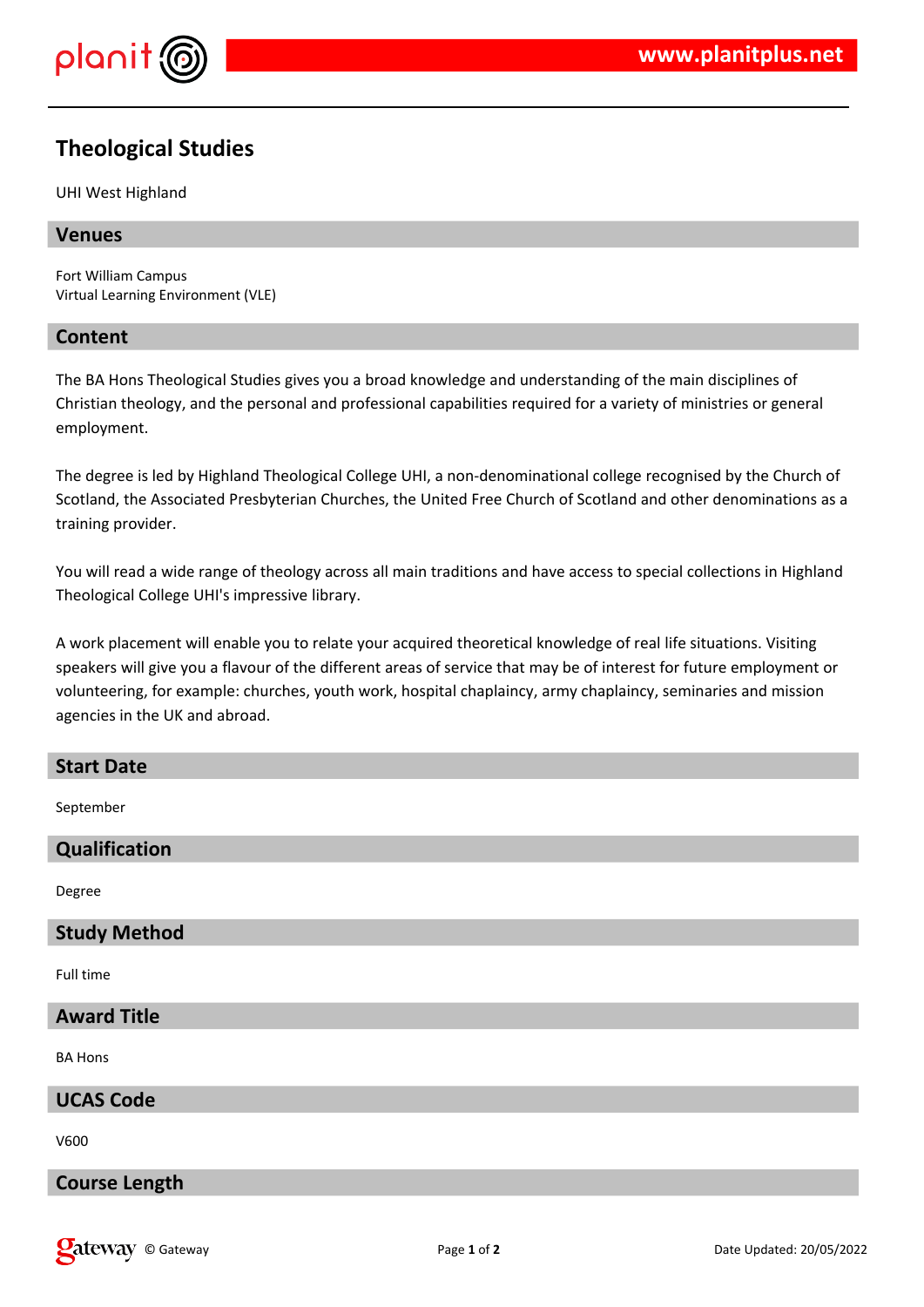# Theological Studies

UHI West Highland

## Venues

Fort William Campus
Virtual Learning Environment (VLE)

## Content

The BA Hons Theological Studies gives you a broad knowledge and understanding of the main disciplines of Christian theology, and the personal and professional capabilities required for a variety of ministries or general employment.

The degree is led by Highland Theological College UHI, a non-denominational college recognised by the Church of Scotland, the Associated Presbyterian Churches, the United Free Church of Scotland and other denominations as a training provider.

You will read a wide range of theology across all main traditions and have access to special collections in Highland Theological College UHI's impressive library.

A work placement will enable you to relate your acquired theoretical knowledge of real life situations. Visiting speakers will give you a flavour of the different areas of service that may be of interest for future employment or volunteering, for example: churches, youth work, hospital chaplaincy, army chaplaincy, seminaries and mission agencies in the UK and abroad.

## Start Date

September

## Qualification

Degree

## Study Method

Full time

## Award Title

BA Hons

## UCAS Code

V600

## Course Length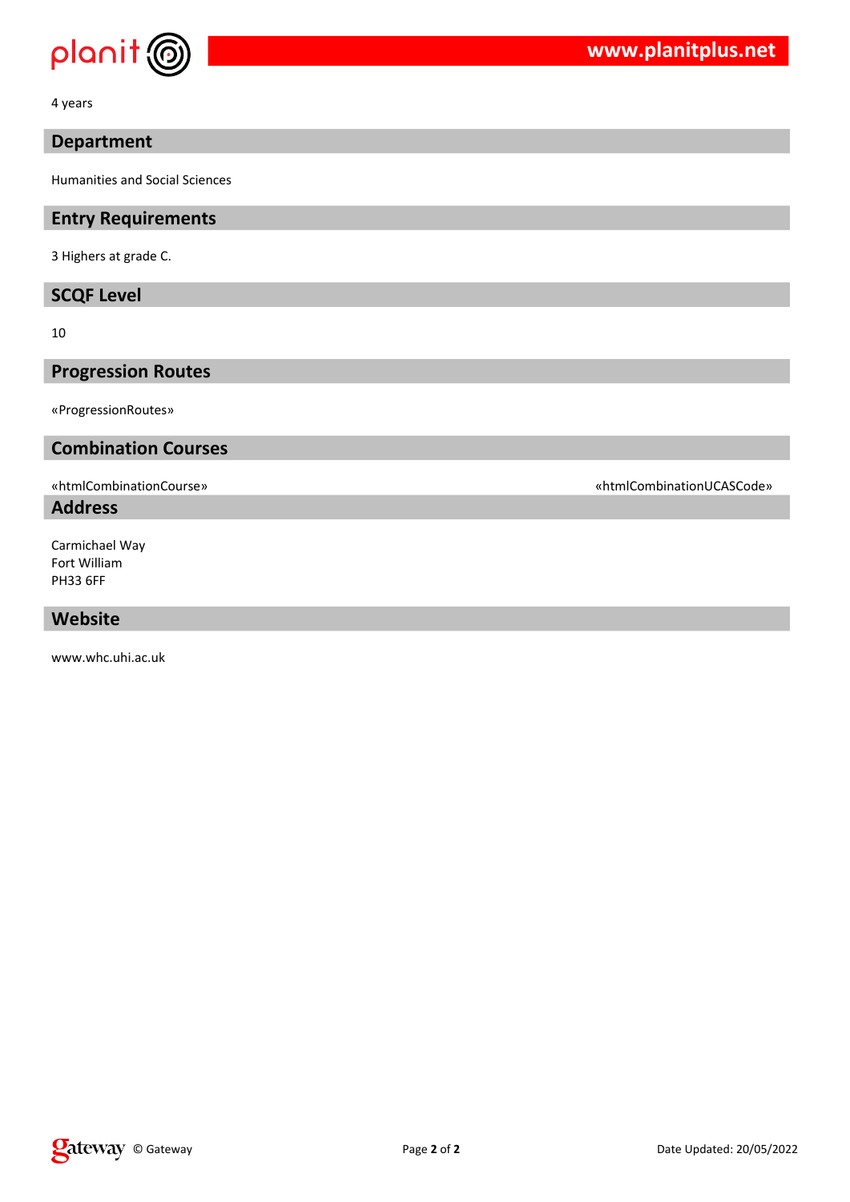4 years

## Department

Humanities and Social Sciences

## Entry Requirements

3 Highers at grade C.

## SCQF Level

10

## Progression Routes

«ProgressionRoutes»

## Combination Courses

«htmlCombinationCourse» «htmlCombinationUCASCode»

## Address

Carmichael Way
Fort William
PH33 6FF

## Website

www.whc.uhi.ac.uk

© Gateway

Date Updated: 20/05/2022